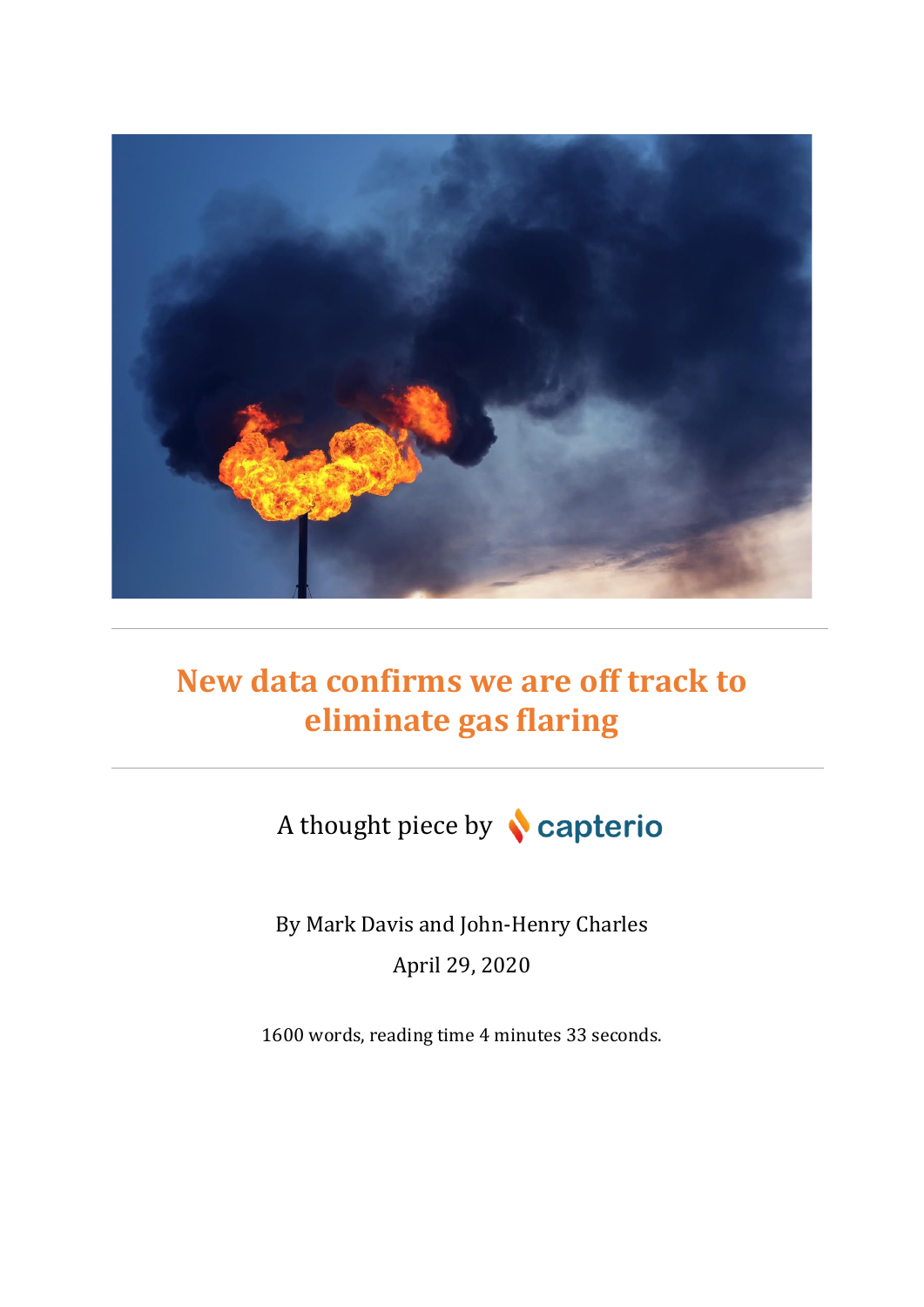# New data confirms we are off track to eliminate gas flaring

A thought piece by capterio

By Mark Davis and John-Henry Charles

April 29, 2020

1600 words, reading time 4 minutes 33 seconds.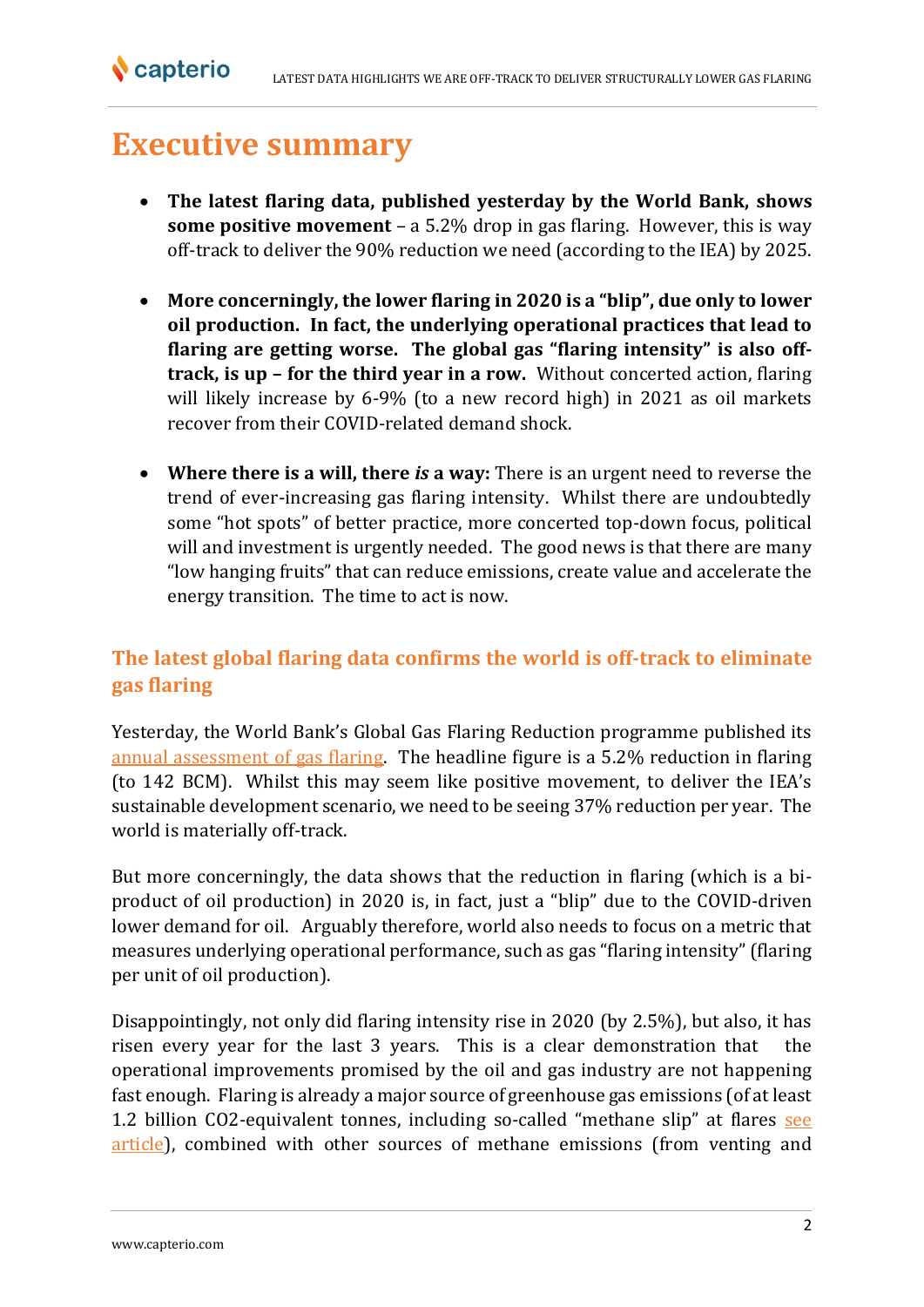# Executive summary

- **The latest flaring data, published yesterday by the World Bank, shows some positive movement** – a 5.2% drop in gas flaring. However, this is way off-track to deliver the 90% reduction we need (according to the IEA) by 2025.

- **More concerningly, the lower flaring in 2020 is a "blip", due only to lower oil production. In fact, the underlying operational practices that lead to flaring are getting worse. The global gas "flaring intensity" is also off-track, is up – for the third year in a row.** Without concerted action, flaring will likely increase by 6-9% (to a new record high) in 2021 as oil markets recover from their COVID-related demand shock.

- **Where there is a will, there *is* a way:** There is an urgent need to reverse the trend of ever-increasing gas flaring intensity. Whilst there are undoubtedly some "hot spots" of better practice, more concerted top-down focus, political will and investment is urgently needed. The good news is that there are many "low hanging fruits" that can reduce emissions, create value and accelerate the energy transition. The time to act is now.

## The latest global flaring data confirms the world is off-track to eliminate gas flaring

Yesterday, the World Bank's Global Gas Flaring Reduction programme published its annual assessment of gas flaring. The headline figure is a 5.2% reduction in flaring (to 142 BCM). Whilst this may seem like positive movement, to deliver the IEA's sustainable development scenario, we need to be seeing 37% reduction per year. The world is materially off-track.

But more concerningly, the data shows that the reduction in flaring (which is a bi-product of oil production) in 2020 is, in fact, just a "blip" due to the COVID-driven lower demand for oil. Arguably therefore, world also needs to focus on a metric that measures underlying operational performance, such as gas "flaring intensity" (flaring per unit of oil production).

Disappointingly, not only did flaring intensity rise in 2020 (by 2.5%), but also, it has risen every year for the last 3 years. This is a clear demonstration that the operational improvements promised by the oil and gas industry are not happening fast enough. Flaring is already a major source of greenhouse gas emissions (of at least 1.2 billion CO2-equivalent tonnes, including so-called "methane slip" at flares see article), combined with other sources of methane emissions (from venting and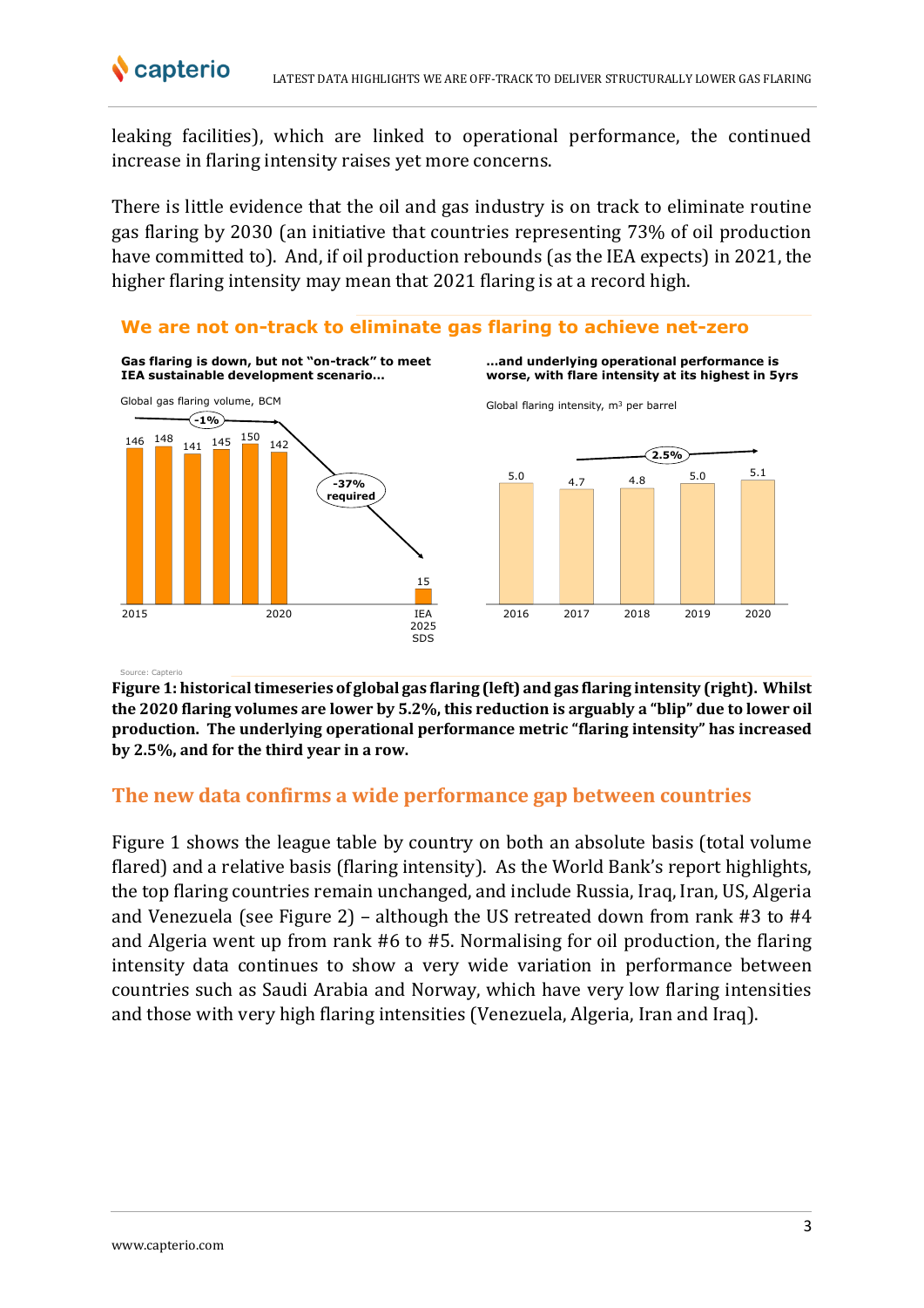leaking facilities), which are linked to operational performance, the continued increase in flaring intensity raises yet more concerns.

There is little evidence that the oil and gas industry is on track to eliminate routine gas flaring by 2030 (an initiative that countries representing 73% of oil production have committed to). And, if oil production rebounds (as the IEA expects) in 2021, the higher flaring intensity may mean that 2021 flaring is at a record high.

### We are not on-track to eliminate gas flaring to achieve net-zero

**Gas flaring is down, but not "on-track" to meet IEA sustainable development scenario…**

Global gas flaring volume, BCM

| 2015 | 2016 | 2017 | 2018 | 2019 | 2020 | IEA 2025 SDS |
|---|---|---|---|---|---|---|
| 146 | 148 | 141 | 145 | 150 | 142 | 15 |

-1%; -37% required

**…and underlying operational performance is worse, with flare intensity at its highest in 5yrs**

Global flaring intensity, $m^3$ per barrel

| 2016 | 2017 | 2018 | 2019 | 2020 |
|---|---|---|---|---|
| 5.0 | 4.7 | 4.8 | 5.0 | 5.1 |

2.5%

Source: Capterio

**Figure 1: historical timeseries of global gas flaring (left) and gas flaring intensity (right). Whilst the 2020 flaring volumes are lower by 5.2%, this reduction is arguably a "blip" due to lower oil production. The underlying operational performance metric "flaring intensity" has increased by 2.5%, and for the third year in a row.**

## The new data confirms a wide performance gap between countries

Figure 1 shows the league table by country on both an absolute basis (total volume flared) and a relative basis (flaring intensity). As the World Bank's report highlights, the top flaring countries remain unchanged, and include Russia, Iraq, Iran, US, Algeria and Venezuela (see Figure 2) – although the US retreated down from rank #3 to #4 and Algeria went up from rank #6 to #5. Normalising for oil production, the flaring intensity data continues to show a very wide variation in performance between countries such as Saudi Arabia and Norway, which have very low flaring intensities and those with very high flaring intensities (Venezuela, Algeria, Iran and Iraq).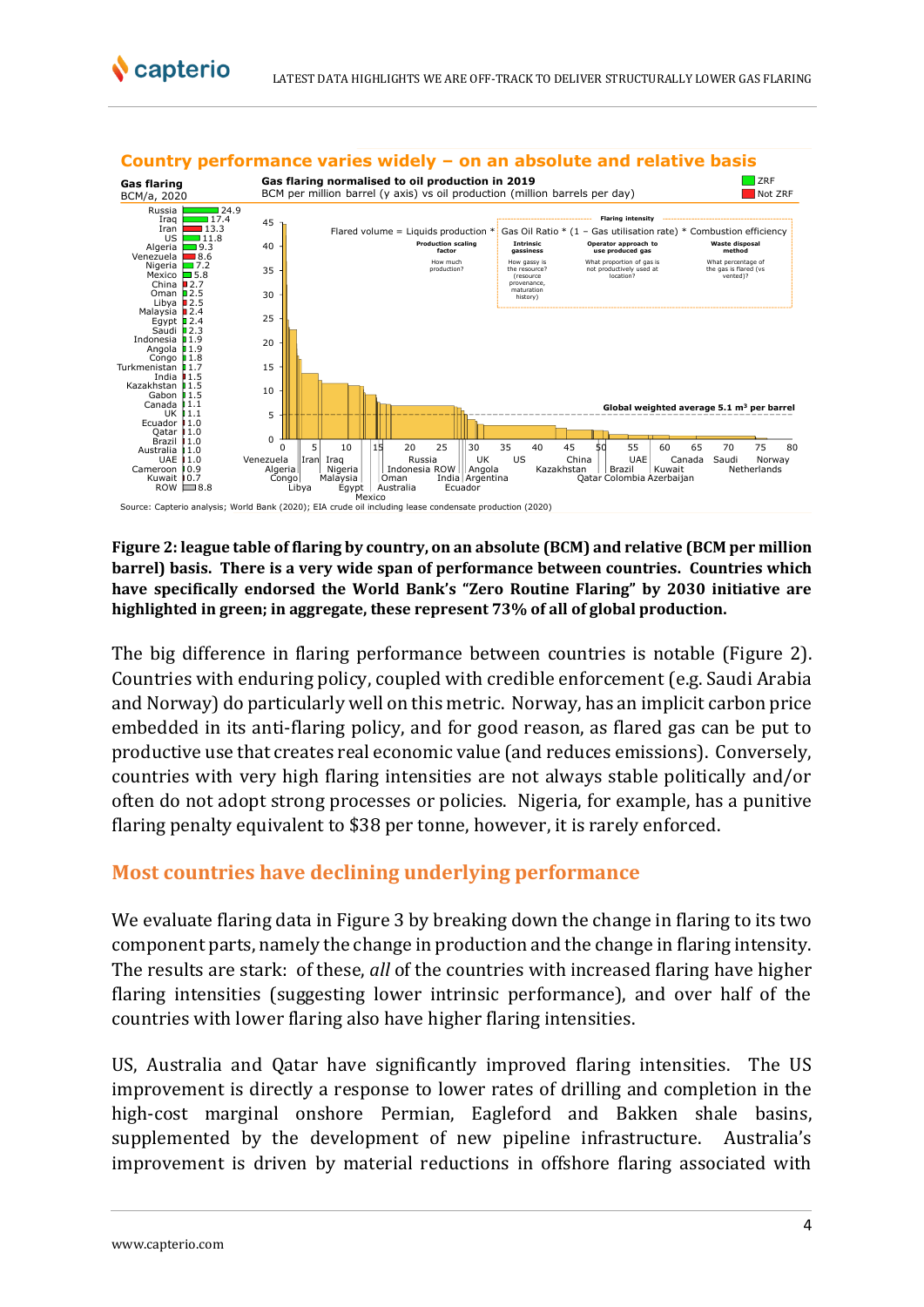## Country performance varies widely – on an absolute and relative basis

**Gas flaring** BCM/a, 2020

| Country | BCM/a, 2020 |
|---|---|
| Russia | 24.9 |
| Iraq | 17.4 |
| Iran | 13.3 |
| US | 11.8 |
| Algeria | 9.3 |
| Venezuela | 8.6 |
| Nigeria | 7.2 |
| Mexico | 5.8 |
| China | 2.7 |
| Oman | 2.5 |
| Libya | 2.5 |
| Malaysia | 2.4 |
| Egypt | 2.4 |
| Saudi | 2.3 |
| Indonesia | 1.9 |
| Angola | 1.9 |
| Congo | 1.8 |
| Turkmenistan | 1.7 |
| India | 1.5 |
| Kazakhstan | 1.5 |
| Gabon | 1.5 |
| Canada | 1.1 |
| UK | 1.1 |
| Ecuador | 1.0 |
| Qatar | 1.0 |
| Brazil | 1.0 |
| Australia | 1.0 |
| UAE | 1.0 |
| Cameroon | 0.9 |
| Kuwait | 0.7 |
| ROW | 8.8 |

**Gas flaring normalised to oil production in 2019**
BCM per million barrel (y axis) vs oil production (million barrels per day)

Legend: ZRF; Not ZRF

Flared volume = Liquids production * Gas Oil Ratio * (1 – Gas utilisation rate) * Combustion efficiency

- Production scaling factor: How much production?
- Intrinsic gassiness: How gassy is the resource? (resource provenance, maturation history)
- Operator approach to use produced gas: What proportion of gas is not productively used at location?
- Waste disposal method: What percentage of the gas is flared (vs vented)?

Flaring intensity

Global weighted average 5.1 m³ per barrel

Source: Capterio analysis; World Bank (2020); EIA crude oil including lease condensate production (2020)

**Figure 2: league table of flaring by country, on an absolute (BCM) and relative (BCM per million barrel) basis. There is a very wide span of performance between countries. Countries which have specifically endorsed the World Bank's "Zero Routine Flaring" by 2030 initiative are highlighted in green; in aggregate, these represent 73% of all of global production.**

The big difference in flaring performance between countries is notable (Figure 2). Countries with enduring policy, coupled with credible enforcement (e.g. Saudi Arabia and Norway) do particularly well on this metric. Norway, has an implicit carbon price embedded in its anti-flaring policy, and for good reason, as flared gas can be put to productive use that creates real economic value (and reduces emissions). Conversely, countries with very high flaring intensities are not always stable politically and/or often do not adopt strong processes or policies. Nigeria, for example, has a punitive flaring penalty equivalent to $38 per tonne, however, it is rarely enforced.

## Most countries have declining underlying performance

We evaluate flaring data in Figure 3 by breaking down the change in flaring to its two component parts, namely the change in production and the change in flaring intensity. The results are stark: of these, *all* of the countries with increased flaring have higher flaring intensities (suggesting lower intrinsic performance), and over half of the countries with lower flaring also have higher flaring intensities.

US, Australia and Qatar have significantly improved flaring intensities. The US improvement is directly a response to lower rates of drilling and completion in the high-cost marginal onshore Permian, Eagleford and Bakken shale basins, supplemented by the development of new pipeline infrastructure. Australia's improvement is driven by material reductions in offshore flaring associated with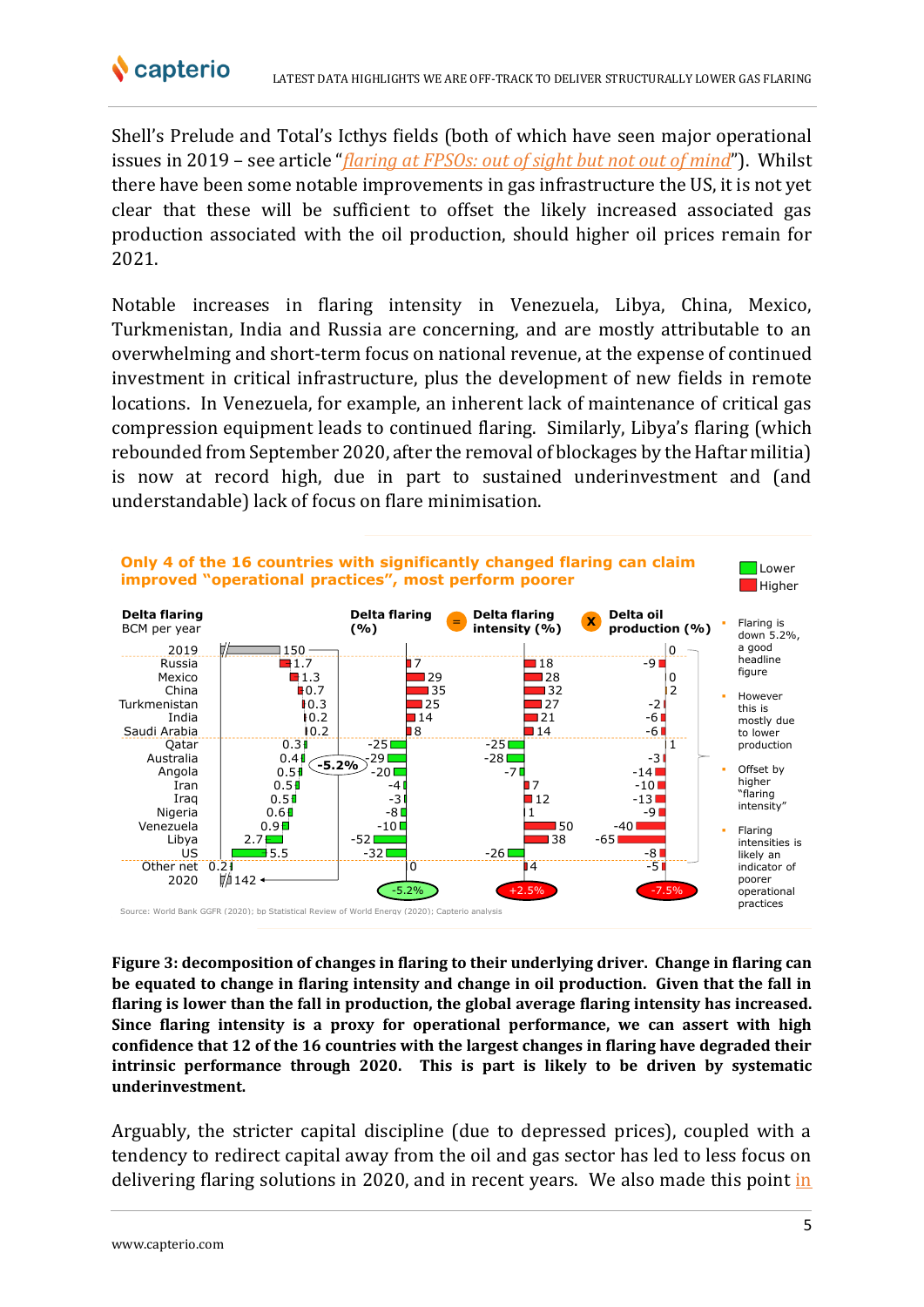Shell's Prelude and Total's Icthys fields (both of which have seen major operational issues in 2019 – see article "*flaring at FPSOs: out of sight but not out of mind*"). Whilst there have been some notable improvements in gas infrastructure the US, it is not yet clear that these will be sufficient to offset the likely increased associated gas production associated with the oil production, should higher oil prices remain for 2021.

Notable increases in flaring intensity in Venezuela, Libya, China, Mexico, Turkmenistan, India and Russia are concerning, and are mostly attributable to an overwhelming and short-term focus on national revenue, at the expense of continued investment in critical infrastructure, plus the development of new fields in remote locations. In Venezuela, for example, an inherent lack of maintenance of critical gas compression equipment leads to continued flaring. Similarly, Libya's flaring (which rebounded from September 2020, after the removal of blockages by the Haftar militia) is now at record high, due in part to sustained underinvestment and (and understandable) lack of focus on flare minimisation.

**Only 4 of the 16 countries with significantly changed flaring can claim improved "operational practices", most perform poorer**

Legend: Lower (green) / Higher (red)

| | Delta flaring BCM per year | Delta flaring (%) | = Delta flaring intensity (%) | x Delta oil production (%) |
|---|---|---|---|---|
| 2019 | 150 | | | 0 |
| Russia | 1.7 | 7 | 18 | -9 |
| Mexico | 1.3 | 29 | 28 | 0 |
| China | 0.7 | 35 | 32 | 2 |
| Turkmenistan | 0.3 | 25 | 27 | -2 |
| India | 0.2 | 14 | 21 | -6 |
| Saudi Arabia | 0.2 | 8 | 14 | -6 |
| Qatar | 0.3 | -25 | -25 | 1 |
| Australia | 0.4 | -29 | -28 | -3 |
| Angola | 0.5 | -20 | -7 | -14 |
| Iran | 0.5 | -4 | 7 | -10 |
| Iraq | 0.5 | -3 | 12 | -13 |
| Nigeria | 0.6 | -8 | 1 | -9 |
| Venezuela | 0.9 | -10 | 50 | -40 |
| Libya | 2.7 | -52 | 38 | -65 |
| US | 5.5 | -32 | -26 | -8 |
| Other net | 0.2 | 0 | 4 | -5 |
| 2020 | 142 (-5.2%) | -5.2% | +2.5% | -7.5% |

- Flaring is down 5.2%, a good headline figure
- However this is mostly due to lower production
- Offset by higher "flaring intensity"
- Flaring intensities is likely an indicator of poorer operational practices

Source: World Bank GGFR (2020); bp Statistical Review of World Energy (2020); Capterio analysis

**Figure 3: decomposition of changes in flaring to their underlying driver. Change in flaring can be equated to change in flaring intensity and change in oil production. Given that the fall in flaring is lower than the fall in production, the global average flaring intensity has increased. Since flaring intensity is a proxy for operational performance, we can assert with high confidence that 12 of the 16 countries with the largest changes in flaring have degraded their intrinsic performance through 2020. This is part is likely to be driven by systematic underinvestment.**

Arguably, the stricter capital discipline (due to depressed prices), coupled with a tendency to redirect capital away from the oil and gas sector has led to less focus on delivering flaring solutions in 2020, and in recent years. We also made this point in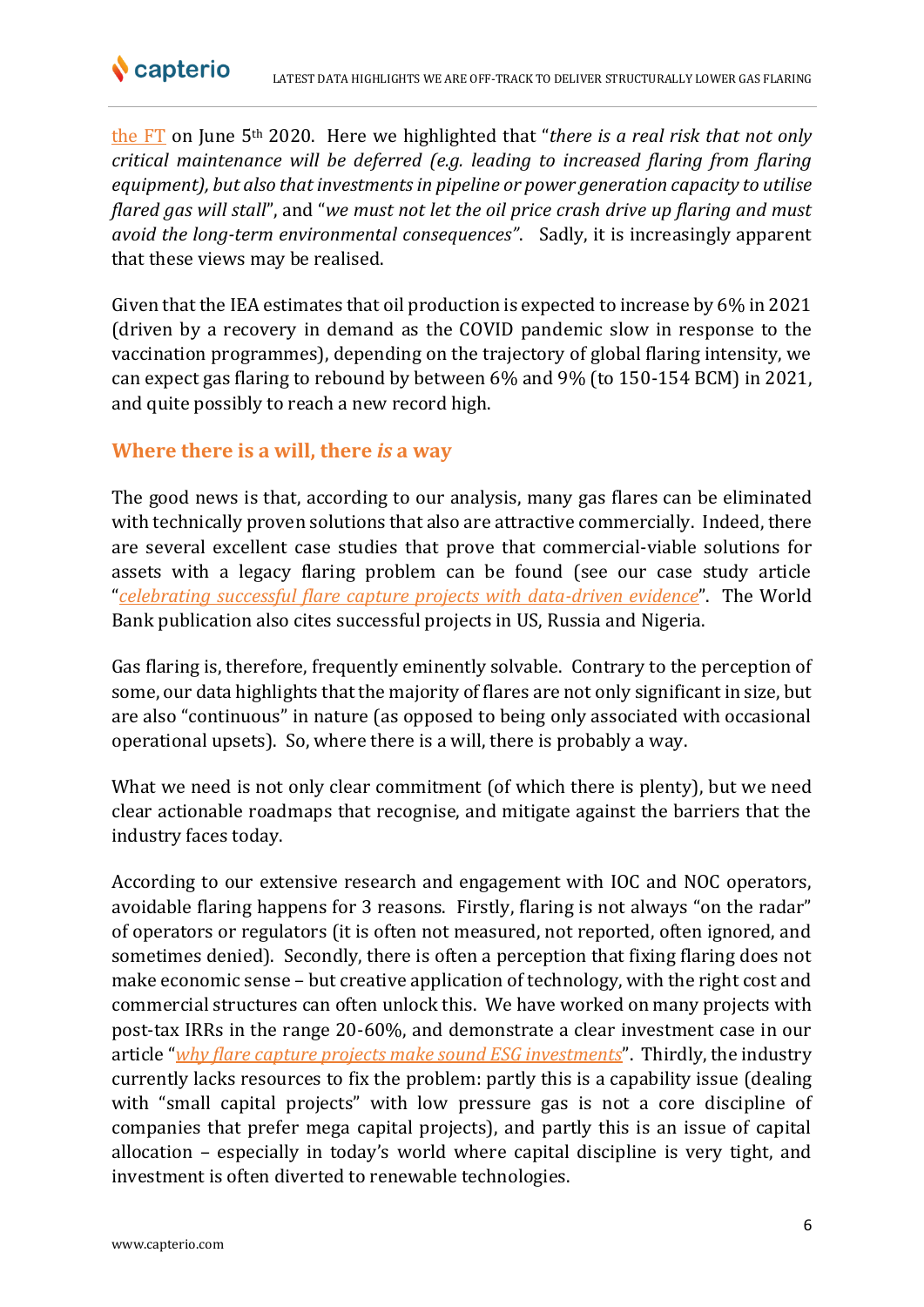the FT on June 5th 2020. Here we highlighted that "*there is a real risk that not only critical maintenance will be deferred (e.g. leading to increased flaring from flaring equipment), but also that investments in pipeline or power generation capacity to utilise flared gas will stall*", and "*we must not let the oil price crash drive up flaring and must avoid the long-term environmental consequences".* Sadly, it is increasingly apparent that these views may be realised.

Given that the IEA estimates that oil production is expected to increase by 6% in 2021 (driven by a recovery in demand as the COVID pandemic slow in response to the vaccination programmes), depending on the trajectory of global flaring intensity, we can expect gas flaring to rebound by between 6% and 9% (to 150-154 BCM) in 2021, and quite possibly to reach a new record high.

## Where there is a will, there *is* a way

The good news is that, according to our analysis, many gas flares can be eliminated with technically proven solutions that also are attractive commercially. Indeed, there are several excellent case studies that prove that commercial-viable solutions for assets with a legacy flaring problem can be found (see our case study article "*celebrating successful flare capture projects with data-driven evidence*". The World Bank publication also cites successful projects in US, Russia and Nigeria.

Gas flaring is, therefore, frequently eminently solvable. Contrary to the perception of some, our data highlights that the majority of flares are not only significant in size, but are also "continuous" in nature (as opposed to being only associated with occasional operational upsets). So, where there is a will, there is probably a way.

What we need is not only clear commitment (of which there is plenty), but we need clear actionable roadmaps that recognise, and mitigate against the barriers that the industry faces today.

According to our extensive research and engagement with IOC and NOC operators, avoidable flaring happens for 3 reasons. Firstly, flaring is not always "on the radar" of operators or regulators (it is often not measured, not reported, often ignored, and sometimes denied). Secondly, there is often a perception that fixing flaring does not make economic sense – but creative application of technology, with the right cost and commercial structures can often unlock this. We have worked on many projects with post-tax IRRs in the range 20-60%, and demonstrate a clear investment case in our article "*why flare capture projects make sound ESG investments*". Thirdly, the industry currently lacks resources to fix the problem: partly this is a capability issue (dealing with "small capital projects" with low pressure gas is not a core discipline of companies that prefer mega capital projects), and partly this is an issue of capital allocation – especially in today's world where capital discipline is very tight, and investment is often diverted to renewable technologies.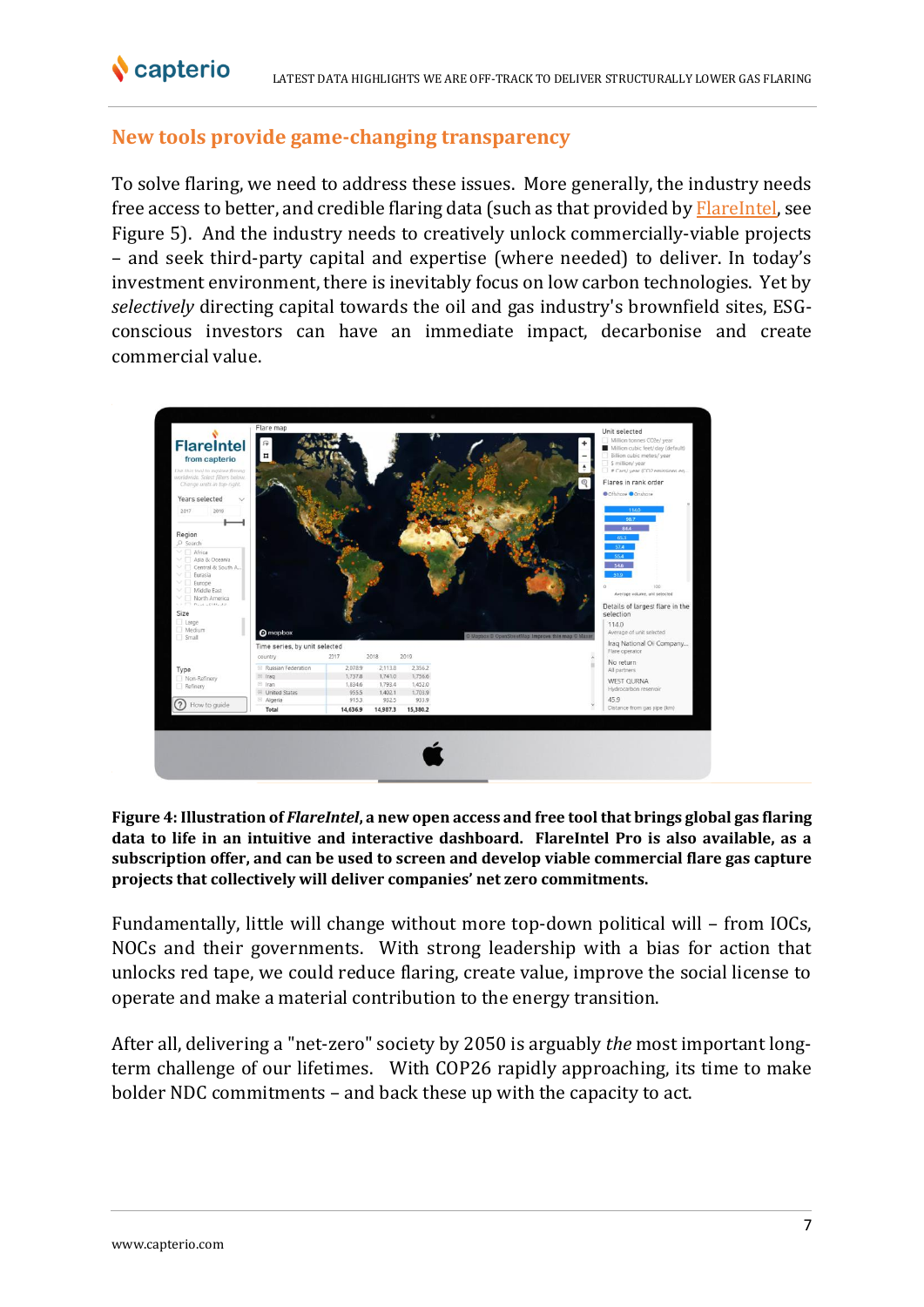## New tools provide game-changing transparency

To solve flaring, we need to address these issues. More generally, the industry needs free access to better, and credible flaring data (such as that provided by FlareIntel, see Figure 5). And the industry needs to creatively unlock commercially-viable projects – and seek third-party capital and expertise (where needed) to deliver. In today's investment environment, there is inevitably focus on low carbon technologies. Yet by *selectively* directing capital towards the oil and gas industry's brownfield sites, ESG-conscious investors can have an immediate impact, decarbonise and create commercial value.

**Figure 4: Illustration of *FlareIntel*, a new open access and free tool that brings global gas flaring data to life in an intuitive and interactive dashboard. FlareIntel Pro is also available, as a subscription offer, and can be used to screen and develop viable commercial flare gas capture projects that collectively will deliver companies' net zero commitments.**

Fundamentally, little will change without more top-down political will – from IOCs, NOCs and their governments. With strong leadership with a bias for action that unlocks red tape, we could reduce flaring, create value, improve the social license to operate and make a material contribution to the energy transition.

After all, delivering a "net-zero" society by 2050 is arguably *the* most important long-term challenge of our lifetimes. With COP26 rapidly approaching, its time to make bolder NDC commitments – and back these up with the capacity to act.

www.capterio.com